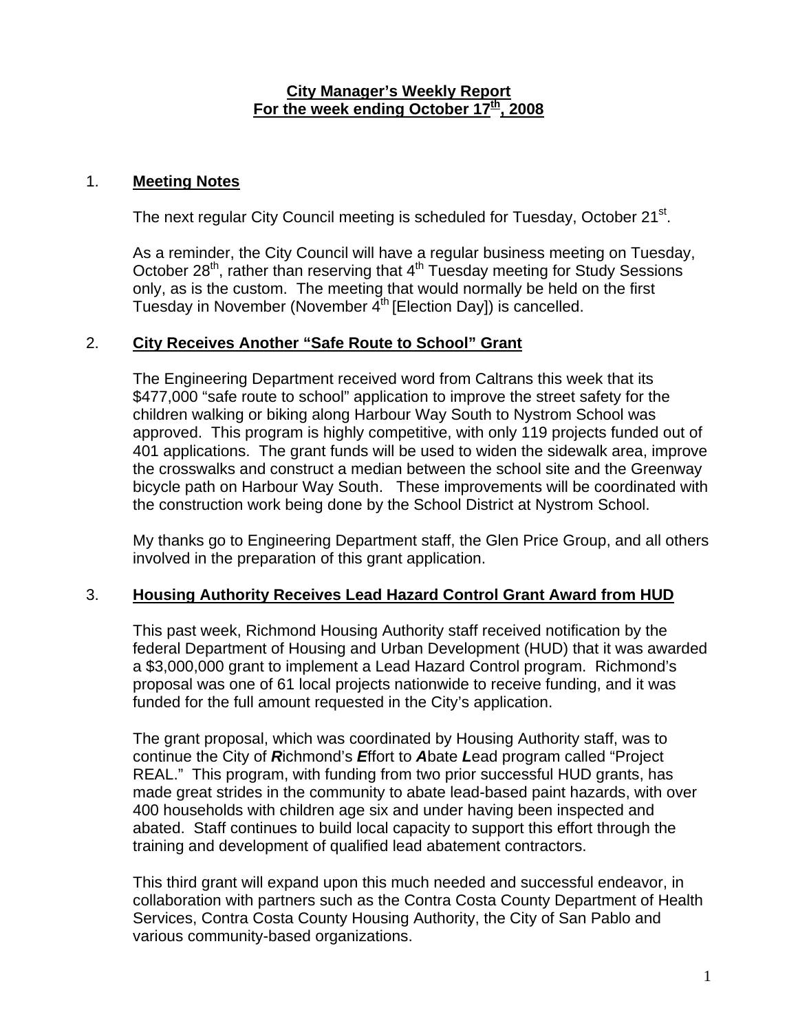# City Manager's Weekly Report
## For the week ending October 17th, 2008

1. **Meeting Notes**

   The next regular City Council meeting is scheduled for Tuesday, October 21st.

   As a reminder, the City Council will have a regular business meeting on Tuesday, October 28th, rather than reserving that 4th Tuesday meeting for Study Sessions only, as is the custom. The meeting that would normally be held on the first Tuesday in November (November 4th [Election Day]) is cancelled.

2. **City Receives Another "Safe Route to School" Grant**

   The Engineering Department received word from Caltrans this week that its $477,000 "safe route to school" application to improve the street safety for the children walking or biking along Harbour Way South to Nystrom School was approved. This program is highly competitive, with only 119 projects funded out of 401 applications. The grant funds will be used to widen the sidewalk area, improve the crosswalks and construct a median between the school site and the Greenway bicycle path on Harbour Way South. These improvements will be coordinated with the construction work being done by the School District at Nystrom School.

   My thanks go to Engineering Department staff, the Glen Price Group, and all others involved in the preparation of this grant application.

3. **Housing Authority Receives Lead Hazard Control Grant Award from HUD**

   This past week, Richmond Housing Authority staff received notification by the federal Department of Housing and Urban Development (HUD) that it was awarded a $3,000,000 grant to implement a Lead Hazard Control program. Richmond's proposal was one of 61 local projects nationwide to receive funding, and it was funded for the full amount requested in the City's application.

   The grant proposal, which was coordinated by Housing Authority staff, was to continue the City of ***R***ichmond's ***E***ffort to ***A***bate ***L***ead program called "Project REAL." This program, with funding from two prior successful HUD grants, has made great strides in the community to abate lead-based paint hazards, with over 400 households with children age six and under having been inspected and abated. Staff continues to build local capacity to support this effort through the training and development of qualified lead abatement contractors.

   This third grant will expand upon this much needed and successful endeavor, in collaboration with partners such as the Contra Costa County Department of Health Services, Contra Costa County Housing Authority, the City of San Pablo and various community-based organizations.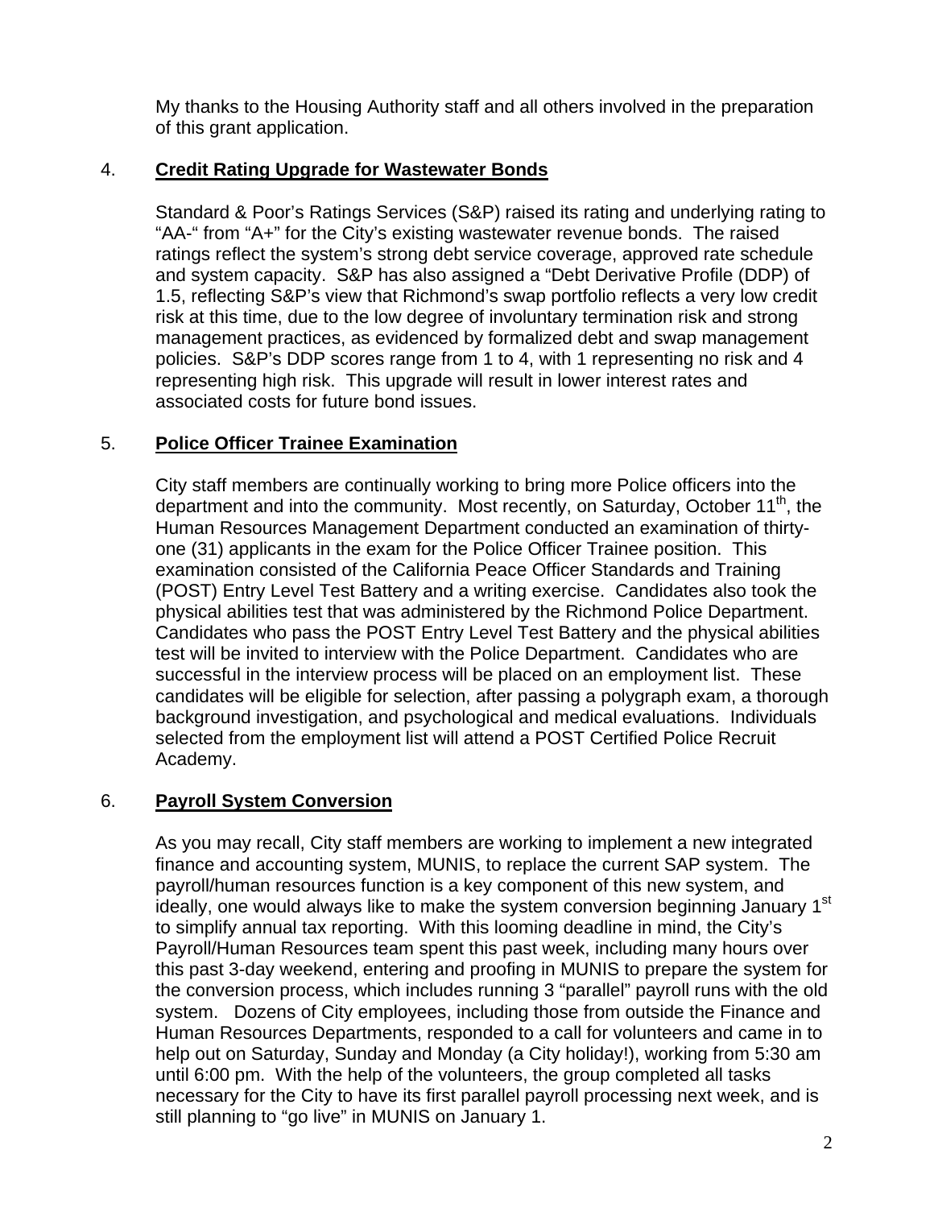My thanks to the Housing Authority staff and all others involved in the preparation of this grant application.

4. **Credit Rating Upgrade for Wastewater Bonds**

Standard & Poor's Ratings Services (S&P) raised its rating and underlying rating to "AA-" from "A+" for the City's existing wastewater revenue bonds. The raised ratings reflect the system's strong debt service coverage, approved rate schedule and system capacity. S&P has also assigned a "Debt Derivative Profile (DDP) of 1.5, reflecting S&P's view that Richmond's swap portfolio reflects a very low credit risk at this time, due to the low degree of involuntary termination risk and strong management practices, as evidenced by formalized debt and swap management policies. S&P's DDP scores range from 1 to 4, with 1 representing no risk and 4 representing high risk. This upgrade will result in lower interest rates and associated costs for future bond issues.

5. **Police Officer Trainee Examination**

City staff members are continually working to bring more Police officers into the department and into the community. Most recently, on Saturday, October 11th, the Human Resources Management Department conducted an examination of thirty-one (31) applicants in the exam for the Police Officer Trainee position. This examination consisted of the California Peace Officer Standards and Training (POST) Entry Level Test Battery and a writing exercise. Candidates also took the physical abilities test that was administered by the Richmond Police Department. Candidates who pass the POST Entry Level Test Battery and the physical abilities test will be invited to interview with the Police Department. Candidates who are successful in the interview process will be placed on an employment list. These candidates will be eligible for selection, after passing a polygraph exam, a thorough background investigation, and psychological and medical evaluations. Individuals selected from the employment list will attend a POST Certified Police Recruit Academy.

6. **Payroll System Conversion**

As you may recall, City staff members are working to implement a new integrated finance and accounting system, MUNIS, to replace the current SAP system. The payroll/human resources function is a key component of this new system, and ideally, one would always like to make the system conversion beginning January 1st to simplify annual tax reporting. With this looming deadline in mind, the City's Payroll/Human Resources team spent this past week, including many hours over this past 3-day weekend, entering and proofing in MUNIS to prepare the system for the conversion process, which includes running 3 "parallel" payroll runs with the old system. Dozens of City employees, including those from outside the Finance and Human Resources Departments, responded to a call for volunteers and came in to help out on Saturday, Sunday and Monday (a City holiday!), working from 5:30 am until 6:00 pm. With the help of the volunteers, the group completed all tasks necessary for the City to have its first parallel payroll processing next week, and is still planning to "go live" in MUNIS on January 1.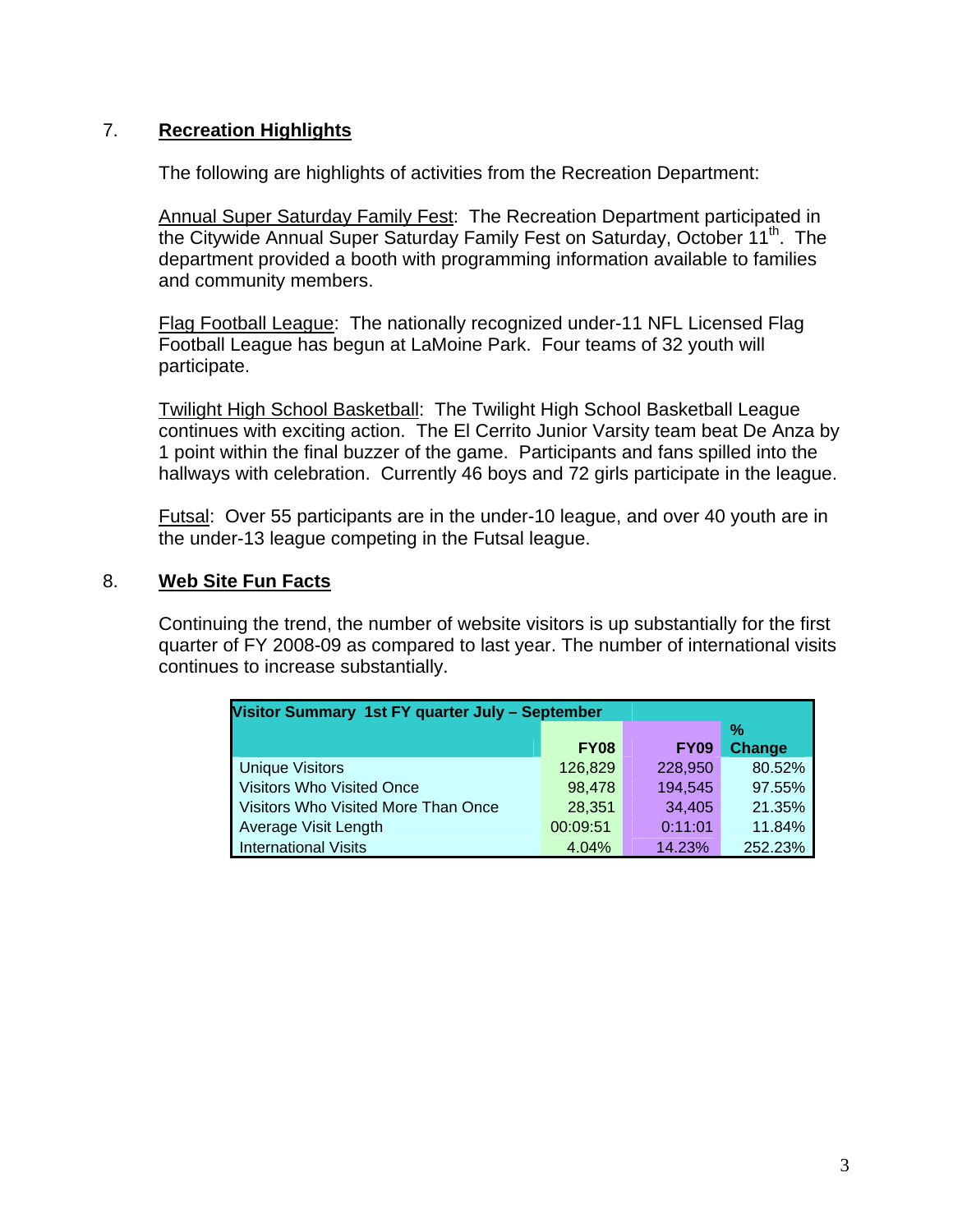7. **Recreation Highlights**

The following are highlights of activities from the Recreation Department:

Annual Super Saturday Family Fest: The Recreation Department participated in the Citywide Annual Super Saturday Family Fest on Saturday, October 11th. The department provided a booth with programming information available to families and community members.

Flag Football League: The nationally recognized under-11 NFL Licensed Flag Football League has begun at LaMoine Park. Four teams of 32 youth will participate.

Twilight High School Basketball: The Twilight High School Basketball League continues with exciting action. The El Cerrito Junior Varsity team beat De Anza by 1 point within the final buzzer of the game. Participants and fans spilled into the hallways with celebration. Currently 46 boys and 72 girls participate in the league.

Futsal: Over 55 participants are in the under-10 league, and over 40 youth are in the under-13 league competing in the Futsal league.

8. **Web Site Fun Facts**

Continuing the trend, the number of website visitors is up substantially for the first quarter of FY 2008-09 as compared to last year. The number of international visits continues to increase substantially.

| Visitor Summary 1st FY quarter July – September | FY08 | FY09 | % Change |
|---|---|---|---|
| Unique Visitors | 126,829 | 228,950 | 80.52% |
| Visitors Who Visited Once | 98,478 | 194,545 | 97.55% |
| Visitors Who Visited More Than Once | 28,351 | 34,405 | 21.35% |
| Average Visit Length | 00:09:51 | 0:11:01 | 11.84% |
| International Visits | 4.04% | 14.23% | 252.23% |